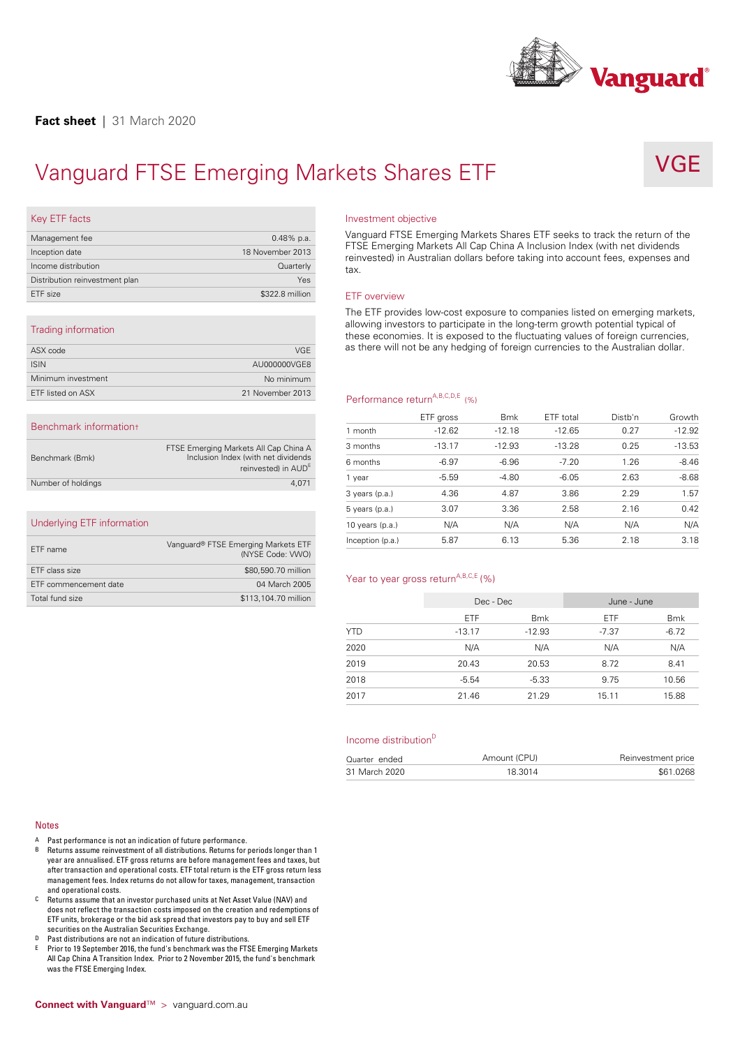**Fact sheet** | 31 March 2020

# Vanguard FTSE Emerging Markets Shares ETF

VGE

## Key ETF facts

| | |
|---|---|
| Management fee | 0.48% p.a. |
| Inception date | 18 November 2013 |
| Income distribution | Quarterly |
| Distribution reinvestment plan | Yes |
| ETF size | $322.8 million |

## Trading information

| | |
|---|---|
| ASX code | VGE |
| ISIN | AU000000VGE8 |
| Minimum investment | No minimum |
| ETF listed on ASX | 21 November 2013 |

## Benchmark information†

| | |
|---|---|
| Benchmark (Bmk) | FTSE Emerging Markets All Cap China A Inclusion Index (with net dividends reinvested) in AUD[E] |
| Number of holdings | 4,071 |

## Underlying ETF information

| | |
|---|---|
| ETF name | Vanguard® FTSE Emerging Markets ETF (NYSE Code: VWO) |
| ETF class size | $80,590.70 million |
| ETF commencement date | 04 March 2005 |
| Total fund size | $113,104.70 million |

## Investment objective

Vanguard FTSE Emerging Markets Shares ETF seeks to track the return of the FTSE Emerging Markets All Cap China A Inclusion Index (with net dividends reinvested) in Australian dollars before taking into account fees, expenses and tax.

## ETF overview

The ETF provides low-cost exposure to companies listed on emerging markets, allowing investors to participate in the long-term growth potential typical of these economies. It is exposed to the fluctuating values of foreign currencies, as there will not be any hedging of foreign currencies to the Australian dollar.

## Performance return[A,B,C,D,E] (%)

| | ETF gross | Bmk | ETF total | Distb'n | Growth |
|---|---|---|---|---|---|
| 1 month | -12.62 | -12.18 | -12.65 | 0.27 | -12.92 |
| 3 months | -13.17 | -12.93 | -13.28 | 0.25 | -13.53 |
| 6 months | -6.97 | -6.96 | -7.20 | 1.26 | -8.46 |
| 1 year | -5.59 | -4.80 | -6.05 | 2.63 | -8.68 |
| 3 years (p.a.) | 4.36 | 4.87 | 3.86 | 2.29 | 1.57 |
| 5 years (p.a.) | 3.07 | 3.36 | 2.58 | 2.16 | 0.42 |
| 10 years (p.a.) | N/A | N/A | N/A | N/A | N/A |
| Inception (p.a.) | 5.87 | 6.13 | 5.36 | 2.18 | 3.18 |

## Year to year gross return[A,B,C,E] (%)

| | Dec - Dec | | June - June | |
|---|---|---|---|---|
| | ETF | Bmk | ETF | Bmk |
| YTD | -13.17 | -12.93 | -7.37 | -6.72 |
| 2020 | N/A | N/A | N/A | N/A |
| 2019 | 20.43 | 20.53 | 8.72 | 8.41 |
| 2018 | -5.54 | -5.33 | 9.75 | 10.56 |
| 2017 | 21.46 | 21.29 | 15.11 | 15.88 |

## Income distribution[D]

| Quarter ended | Amount (CPU) | Reinvestment price |
|---|---|---|
| 31 March 2020 | 18.3014 | $61.0268 |

## Notes

A Past performance is not an indication of future performance.

B Returns assume reinvestment of all distributions. Returns for periods longer than 1 year are annualised. ETF gross returns are before management fees and taxes, but after transaction and operational costs. ETF total return is the ETF gross return less management fees. Index returns do not allow for taxes, management, transaction and operational costs.

C Returns assume that an investor purchased units at Net Asset Value (NAV) and does not reflect the transaction costs imposed on the creation and redemptions of ETF units, brokerage or the bid ask spread that investors pay to buy and sell ETF securities on the Australian Securities Exchange.

D Past distributions are not an indication of future distributions.

E Prior to 19 September 2016, the fund's benchmark was the FTSE Emerging Markets All Cap China A Transition Index. Prior to 2 November 2015, the fund's benchmark was the FTSE Emerging Index.

**Connect with Vanguard™** > vanguard.com.au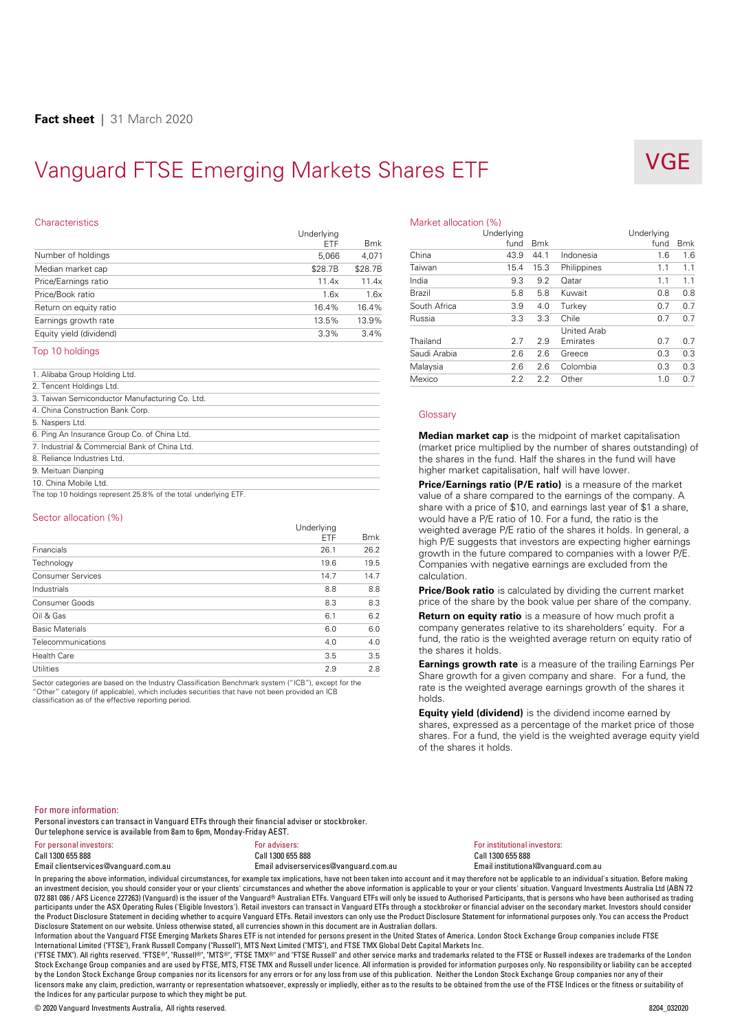**Fact sheet** | 31 March 2020

# Vanguard FTSE Emerging Markets Shares ETF

VGE

## Characteristics

| | Underlying ETF | Bmk |
|---|---|---|
| Number of holdings | 5,066 | 4,071 |
| Median market cap | $28.7B | $28.7B |
| Price/Earnings ratio | 11.4x | 11.4x |
| Price/Book ratio | 1.6x | 1.6x |
| Return on equity ratio | 16.4% | 16.4% |
| Earnings growth rate | 13.5% | 13.9% |
| Equity yield (dividend) | 3.3% | 3.4% |

## Top 10 holdings

1. Alibaba Group Holding Ltd.
2. Tencent Holdings Ltd.
3. Taiwan Semiconductor Manufacturing Co. Ltd.
4. China Construction Bank Corp.
5. Naspers Ltd.
6. Ping An Insurance Group Co. of China Ltd.
7. Industrial & Commercial Bank of China Ltd.
8. Reliance Industries Ltd.
9. Meituan Dianping
10. China Mobile Ltd.

The top 10 holdings represent 25.8% of the total underlying ETF.

## Sector allocation (%)

| | Underlying ETF | Bmk |
|---|---|---|
| Financials | 26.1 | 26.2 |
| Technology | 19.6 | 19.5 |
| Consumer Services | 14.7 | 14.7 |
| Industrials | 8.8 | 8.8 |
| Consumer Goods | 8.3 | 8.3 |
| Oil & Gas | 6.1 | 6.2 |
| Basic Materials | 6.0 | 6.0 |
| Telecommunications | 4.0 | 4.0 |
| Health Care | 3.5 | 3.5 |
| Utilities | 2.9 | 2.8 |

Sector categories are based on the Industry Classification Benchmark system ("ICB"), except for the "Other" category (if applicable), which includes securities that have not been provided an ICB classification as of the effective reporting period.

## Market allocation (%)

| | Underlying fund | Bmk | | Underlying fund | Bmk |
|---|---|---|---|---|---|
| China | 43.9 | 44.1 | Indonesia | 1.6 | 1.6 |
| Taiwan | 15.4 | 15.3 | Philippines | 1.1 | 1.1 |
| India | 9.3 | 9.2 | Qatar | 1.1 | 1.1 |
| Brazil | 5.8 | 5.8 | Kuwait | 0.8 | 0.8 |
| South Africa | 3.9 | 4.0 | Turkey | 0.7 | 0.7 |
| Russia | 3.3 | 3.3 | Chile | 0.7 | 0.7 |
| Thailand | 2.7 | 2.9 | United Arab Emirates | 0.7 | 0.7 |
| Saudi Arabia | 2.6 | 2.6 | Greece | 0.3 | 0.3 |
| Malaysia | 2.6 | 2.6 | Colombia | 0.3 | 0.3 |
| Mexico | 2.2 | 2.2 | Other | 1.0 | 0.7 |

## Glossary

**Median market cap** is the midpoint of market capitalisation (market price multiplied by the number of shares outstanding) of the shares in the fund. Half the shares in the fund will have higher market capitalisation, half will have lower.

**Price/Earnings ratio (P/E ratio)** is a measure of the market value of a share compared to the earnings of the company. A share with a price of $10, and earnings last year of $1 a share, would have a P/E ratio of 10. For a fund, the ratio is the weighted average P/E ratio of the shares it holds. In general, a high P/E suggests that investors are expecting higher earnings growth in the future compared to companies with a lower P/E. Companies with negative earnings are excluded from the calculation.

**Price/Book ratio** is calculated by dividing the current market price of the share by the book value per share of the company.

**Return on equity ratio** is a measure of how much profit a company generates relative to its shareholders' equity. For a fund, the ratio is the weighted average return on equity ratio of the shares it holds.

**Earnings growth rate** is a measure of the trailing Earnings Per Share growth for a given company and share. For a fund, the rate is the weighted average earnings growth of the shares it holds.

**Equity yield (dividend)** is the dividend income earned by shares, expressed as a percentage of the market price of those shares. For a fund, the yield is the weighted average equity yield of the shares it holds.

## For more information:

Personal investors can transact in Vanguard ETFs through their financial adviser or stockbroker.
Our telephone service is available from 8am to 6pm, Monday-Friday AEST.

**For personal investors:**
Call 1300 655 888
Email clientservices@vanguard.com.au

**For advisers:**
Call 1300 655 888
Email adviserservices@vanguard.com.au

**For institutional investors:**
Call 1300 655 888
Email institutional@vanguard.com.au

In preparing the above information, individual circumstances, for example tax implications, have not been taken into account and it may therefore not be applicable to an individual's situation. Before making an investment decision, you should consider your or your clients' circumstances and whether the above information is applicable to your or your clients' situation. Vanguard Investments Australia Ltd (ABN 72 072 881 086 / AFS Licence 227263) (Vanguard) is the issuer of the Vanguard® Australian ETFs. Vanguard ETFs will only be issued to Authorised Participants, that is persons who have been authorised as trading participants under the ASX Operating Rules ('Eligible Investors'). Retail investors can transact in Vanguard ETFs through a stockbroker or financial adviser on the secondary market. Investors should consider the Product Disclosure Statement in deciding whether to acquire Vanguard ETFs. Retail investors can only use the Product Disclosure Statement for informational purposes only. You can access the Product Disclosure Statement on our website. Unless otherwise stated, all currencies shown in this document are in Australian dollars.

Information about the Vanguard FTSE Emerging Markets Shares ETF is not intended for persons present in the United States of America. London Stock Exchange Group companies include FTSE International Limited ("FTSE"), Frank Russell Company ("Russell"), MTS Next Limited ("MTS"), and FTSE TMX Global Debt Capital Markets Inc. ("FTSE TMX"). All rights reserved. "FTSE®", "Russell®", "MTS®", "FTSE TMX®" and "FTSE Russell" and other service marks and trademarks related to the FTSE or Russell indexes are trademarks of the London Stock Exchange Group companies and are used by FTSE, MTS, FTSE TMX and Russell under licence. All information is provided for information purposes only. No responsibility or liability can be accepted by the London Stock Exchange Group companies nor its licensors for any errors or for any loss from use of this publication. Neither the London Stock Exchange Group companies nor any of their licensors make any claim, prediction, warranty or representation whatsoever, expressly or impliedly, either as to the results to be obtained from the use of the FTSE Indices or the fitness or suitability of the Indices for any particular purpose to which they might be put.

© 2020 Vanguard Investments Australia, All rights reserved. 8204_032020